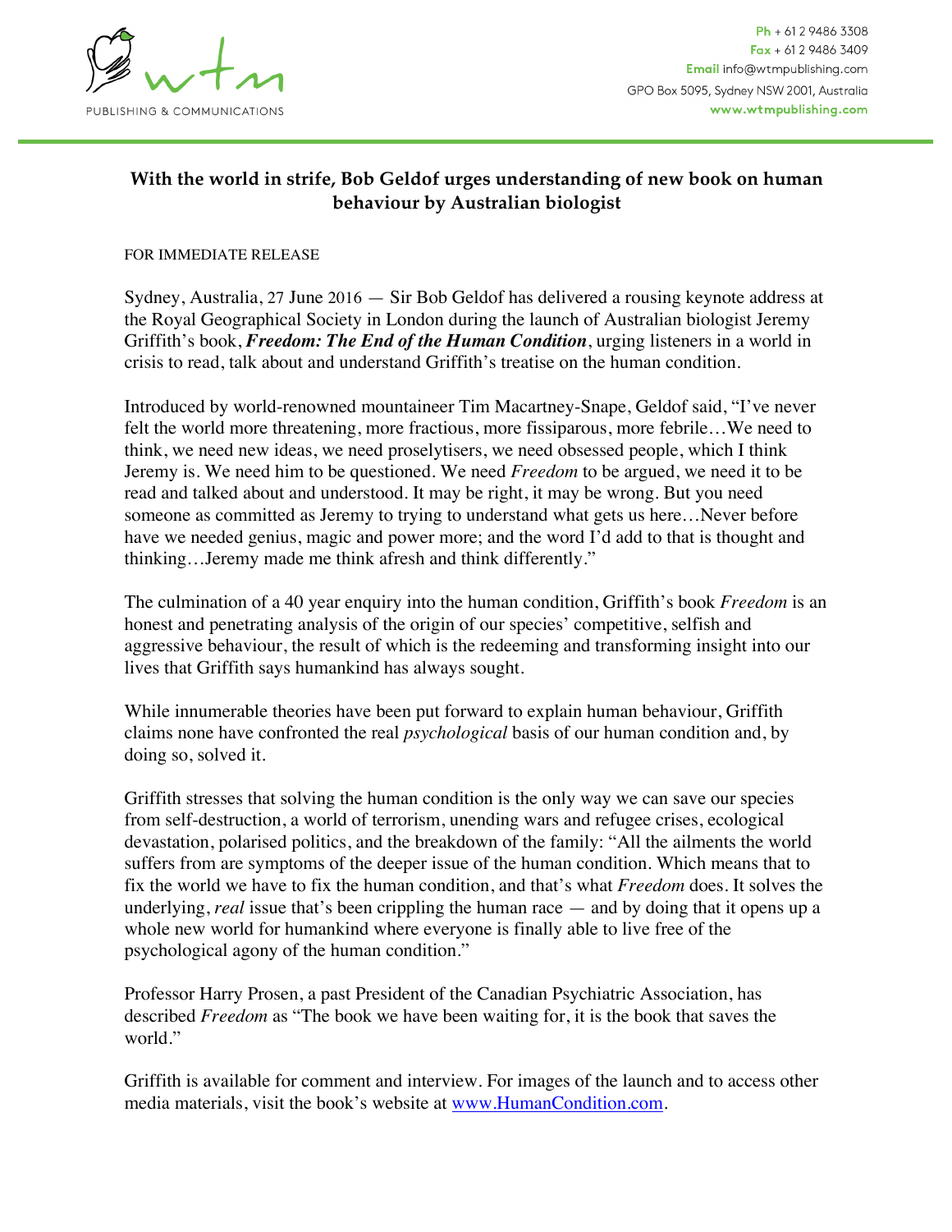wtm PUBLISHING & COMMUNICATIONS

**Ph** + 61 2 9486 3308
**Fax** + 61 2 9486 3409
**Email** info@wtmpublishing.com
GPO Box 5095, Sydney NSW 2001, Australia
**www.wtmpublishing.com**

# With the world in strife, Bob Geldof urges understanding of new book on human behaviour by Australian biologist

FOR IMMEDIATE RELEASE

Sydney, Australia, 27 June 2016 — Sir Bob Geldof has delivered a rousing keynote address at the Royal Geographical Society in London during the launch of Australian biologist Jeremy Griffith's book, ***Freedom: The End of the Human Condition***, urging listeners in a world in crisis to read, talk about and understand Griffith's treatise on the human condition.

Introduced by world-renowned mountaineer Tim Macartney-Snape, Geldof said, "I've never felt the world more threatening, more fractious, more fissiparous, more febrile…We need to think, we need new ideas, we need proselytisers, we need obsessed people, which I think Jeremy is. We need him to be questioned. We need *Freedom* to be argued, we need it to be read and talked about and understood. It may be right, it may be wrong. But you need someone as committed as Jeremy to trying to understand what gets us here…Never before have we needed genius, magic and power more; and the word I'd add to that is thought and thinking…Jeremy made me think afresh and think differently."

The culmination of a 40 year enquiry into the human condition, Griffith's book *Freedom* is an honest and penetrating analysis of the origin of our species' competitive, selfish and aggressive behaviour, the result of which is the redeeming and transforming insight into our lives that Griffith says humankind has always sought.

While innumerable theories have been put forward to explain human behaviour, Griffith claims none have confronted the real *psychological* basis of our human condition and, by doing so, solved it.

Griffith stresses that solving the human condition is the only way we can save our species from self-destruction, a world of terrorism, unending wars and refugee crises, ecological devastation, polarised politics, and the breakdown of the family: "All the ailments the world suffers from are symptoms of the deeper issue of the human condition. Which means that to fix the world we have to fix the human condition, and that's what *Freedom* does. It solves the underlying, *real* issue that's been crippling the human race — and by doing that it opens up a whole new world for humankind where everyone is finally able to live free of the psychological agony of the human condition."

Professor Harry Prosen, a past President of the Canadian Psychiatric Association, has described *Freedom* as "The book we have been waiting for, it is the book that saves the world."

Griffith is available for comment and interview. For images of the launch and to access other media materials, visit the book's website at www.HumanCondition.com.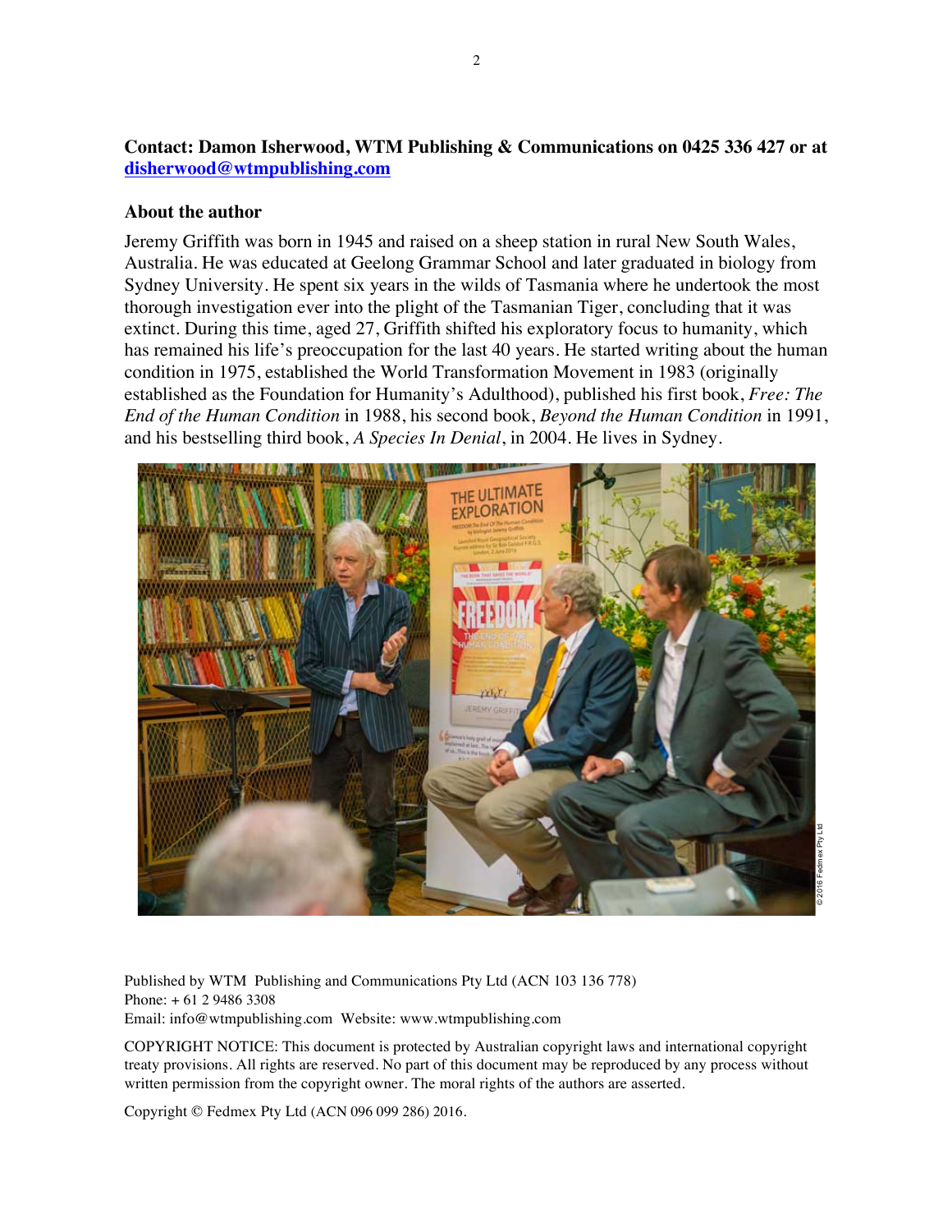**Contact: Damon Isherwood, WTM Publishing & Communications on 0425 336 427 or at [disherwood@wtmpublishing.com](mailto:disherwood@wtmpublishing.com)**

**About the author**

Jeremy Griffith was born in 1945 and raised on a sheep station in rural New South Wales, Australia. He was educated at Geelong Grammar School and later graduated in biology from Sydney University. He spent six years in the wilds of Tasmania where he undertook the most thorough investigation ever into the plight of the Tasmanian Tiger, concluding that it was extinct. During this time, aged 27, Griffith shifted his exploratory focus to humanity, which has remained his life's preoccupation for the last 40 years. He started writing about the human condition in 1975, established the World Transformation Movement in 1983 (originally established as the Foundation for Humanity's Adulthood), published his first book, *Free: The End of the Human Condition* in 1988, his second book, *Beyond the Human Condition* in 1991, and his bestselling third book, *A Species In Denial*, in 2004. He lives in Sydney.

Published by WTM Publishing and Communications Pty Ltd (ACN 103 136 778)
Phone: + 61 2 9486 3308
Email: info@wtmpublishing.com Website: www.wtmpublishing.com

COPYRIGHT NOTICE: This document is protected by Australian copyright laws and international copyright treaty provisions. All rights are reserved. No part of this document may be reproduced by any process without written permission from the copyright owner. The moral rights of the authors are asserted.

Copyright © Fedmex Pty Ltd (ACN 096 099 286) 2016.